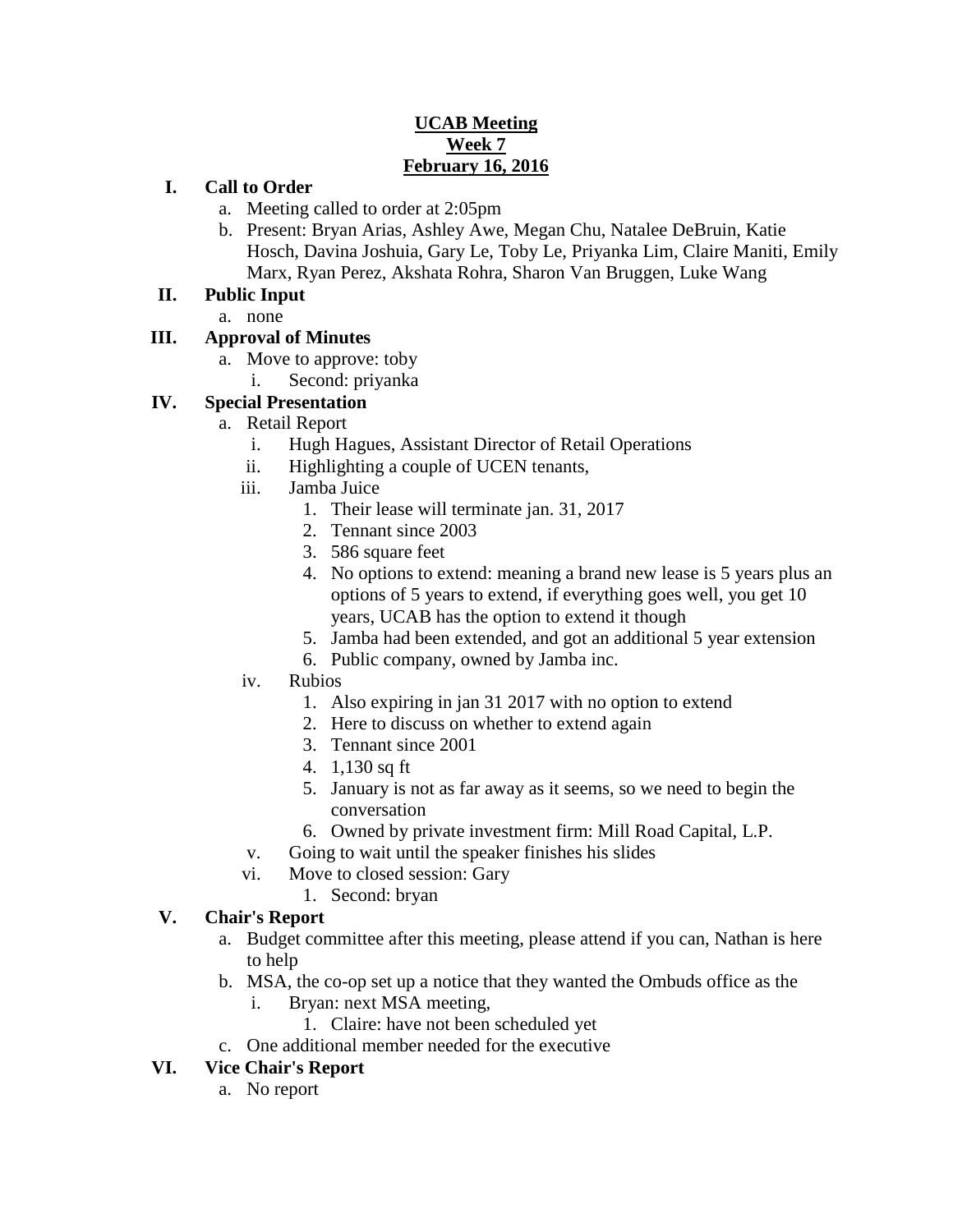**UCAB Meeting**
**Week 7**
**February 16, 2016**

**I. Call to Order**

a. Meeting called to order at 2:05pm

b. Present: Bryan Arias, Ashley Awe, Megan Chu, Natalee DeBruin, Katie Hosch, Davina Joshuia, Gary Le, Toby Le, Priyanka Lim, Claire Maniti, Emily Marx, Ryan Perez, Akshata Rohra, Sharon Van Bruggen, Luke Wang

**II. Public Input**

a. none

**III. Approval of Minutes**

a. Move to approve: toby
   i. Second: priyanka

**IV. Special Presentation**

a. Retail Report
   i. Hugh Hagues, Assistant Director of Retail Operations
   ii. Highlighting a couple of UCEN tenants,
   iii. Jamba Juice
      1. Their lease will terminate jan. 31, 2017
      2. Tennant since 2003
      3. 586 square feet
      4. No options to extend: meaning a brand new lease is 5 years plus an options of 5 years to extend, if everything goes well, you get 10 years, UCAB has the option to extend it though
      5. Jamba had been extended, and got an additional 5 year extension
      6. Public company, owned by Jamba inc.
   iv. Rubios
      1. Also expiring in jan 31 2017 with no option to extend
      2. Here to discuss on whether to extend again
      3. Tennant since 2001
      4. 1,130 sq ft
      5. January is not as far away as it seems, so we need to begin the conversation
      6. Owned by private investment firm: Mill Road Capital, L.P.
   v. Going to wait until the speaker finishes his slides
   vi. Move to closed session: Gary
      1. Second: bryan

**V. Chair's Report**

a. Budget committee after this meeting, please attend if you can, Nathan is here to help

b. MSA, the co-op set up a notice that they wanted the Ombuds office as the
   i. Bryan: next MSA meeting,
      1. Claire: have not been scheduled yet

c. One additional member needed for the executive

**VI. Vice Chair's Report**

a. No report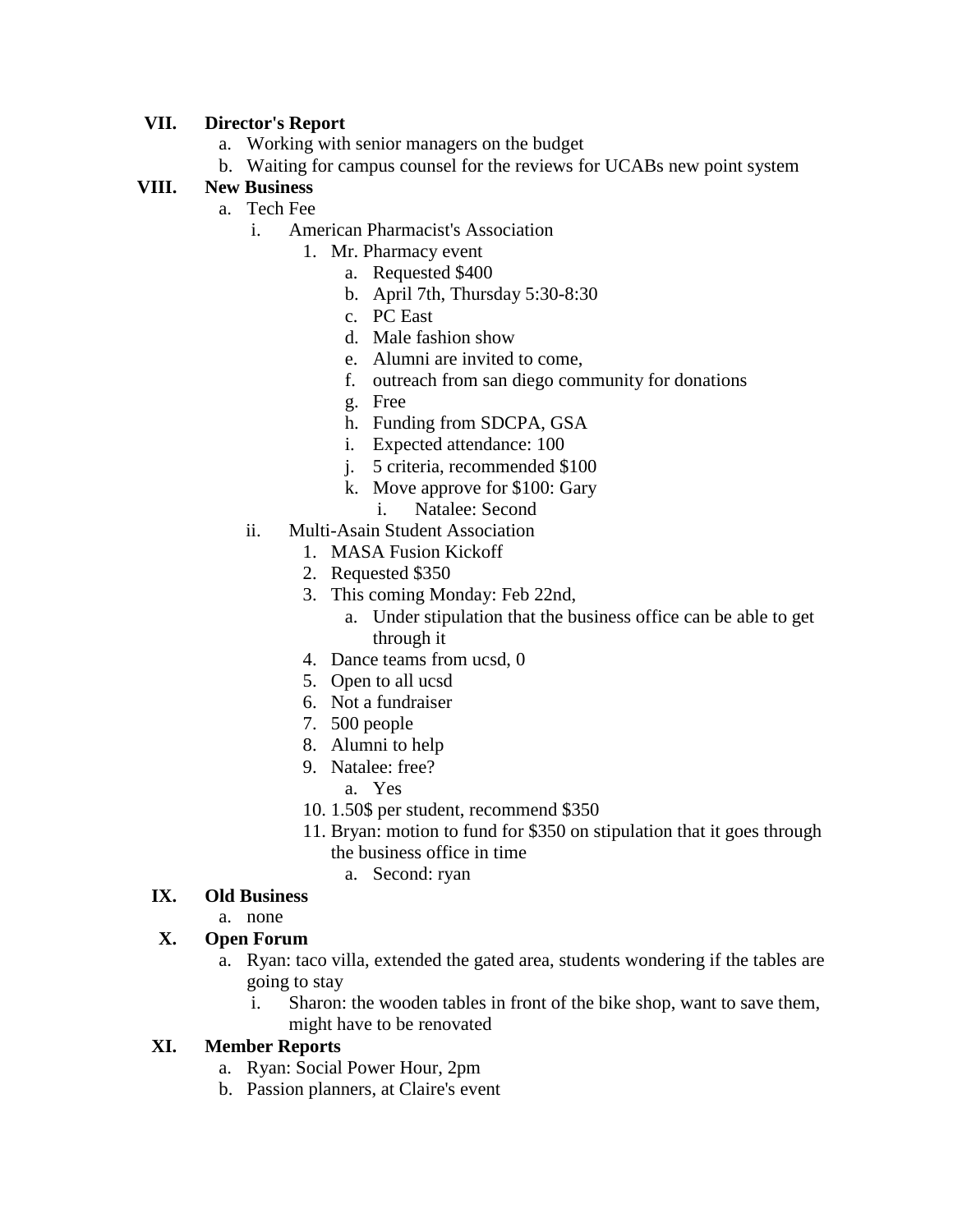VII. **Director's Report**

a. Working with senior managers on the budget
b. Waiting for campus counsel for the reviews for UCABs new point system

VIII. **New Business**

a. Tech Fee
    i. American Pharmacist's Association
        1. Mr. Pharmacy event
            a. Requested $400
            b. April 7th, Thursday 5:30-8:30
            c. PC East
            d. Male fashion show
            e. Alumni are invited to come,
            f. outreach from san diego community for donations
            g. Free
            h. Funding from SDCPA, GSA
            i. Expected attendance: 100
            j. 5 criteria, recommended $100
            k. Move approve for $100: Gary
                i. Natalee: Second
    ii. Multi-Asain Student Association
        1. MASA Fusion Kickoff
        2. Requested $350
        3. This coming Monday: Feb 22nd,
            a. Under stipulation that the business office can be able to get through it
        4. Dance teams from ucsd, 0
        5. Open to all ucsd
        6. Not a fundraiser
        7. 500 people
        8. Alumni to help
        9. Natalee: free?
            a. Yes
        10. 1.50$ per student, recommend $350
        11. Bryan: motion to fund for $350 on stipulation that it goes through the business office in time
            a. Second: ryan

IX. **Old Business**

a. none

X. **Open Forum**

a. Ryan: taco villa, extended the gated area, students wondering if the tables are going to stay
    i. Sharon: the wooden tables in front of the bike shop, want to save them, might have to be renovated

XI. **Member Reports**

a. Ryan: Social Power Hour, 2pm
b. Passion planners, at Claire's event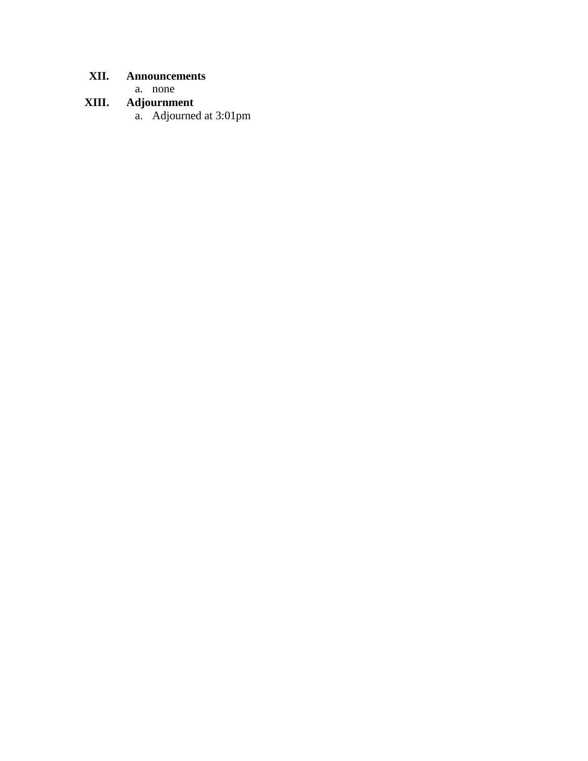XII. **Announcements**

   a. none

XIII. **Adjournment**

   a. Adjourned at 3:01pm